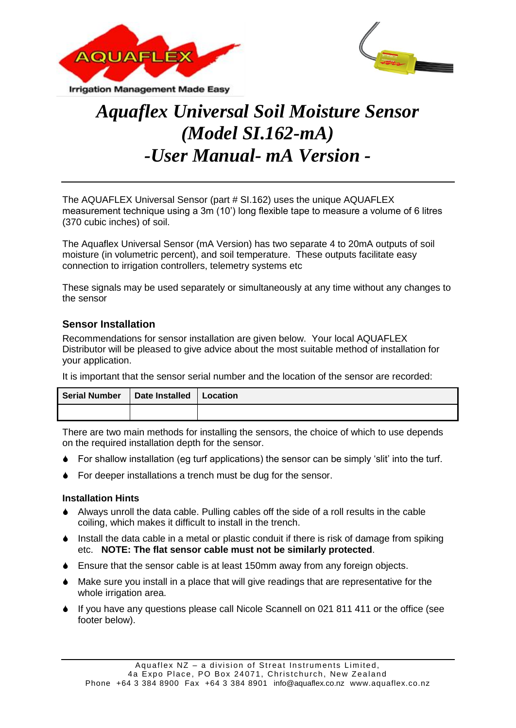Irrigation Management Made Easy

# *Aquaflex Universal Soil Moisture Sensor (Model SI.162-mA) -User Manual- mA Version -*

The AQUAFLEX Universal Sensor (part # SI.162) uses the unique AQUAFLEX measurement technique using a 3m (10') long flexible tape to measure a volume of 6 litres (370 cubic inches) of soil.

The Aquaflex Universal Sensor (mA Version) has two separate 4 to 20mA outputs of soil moisture (in volumetric percent), and soil temperature. These outputs facilitate easy connection to irrigation controllers, telemetry systems etc

These signals may be used separately or simultaneously at any time without any changes to the sensor

## Sensor Installation

Recommendations for sensor installation are given below. Your local AQUAFLEX Distributor will be pleased to give advice about the most suitable method of installation for your application.

It is important that the sensor serial number and the location of the sensor are recorded:

| Serial Number | Date Installed | Location |
|---|---|---|
| | | |

There are two main methods for installing the sensors, the choice of which to use depends on the required installation depth for the sensor.

- For shallow installation (eg turf applications) the sensor can be simply 'slit' into the turf.
- For deeper installations a trench must be dug for the sensor.

### Installation Hints

- Always unroll the data cable. Pulling cables off the side of a roll results in the cable coiling, which makes it difficult to install in the trench.
- Install the data cable in a metal or plastic conduit if there is risk of damage from spiking etc. **NOTE: The flat sensor cable must not be similarly protected**.
- Ensure that the sensor cable is at least 150mm away from any foreign objects.
- Make sure you install in a place that will give readings that are representative for the whole irrigation area.
- If you have any questions please call Nicole Scannell on 021 811 411 or the office (see footer below).

Aquaflex NZ – a division of Streat Instruments Limited,
4a Expo Place, PO Box 24071, Christchurch, New Zealand
Phone +64 3 384 8900 Fax +64 3 384 8901 info@aquaflex.co.nz www.aquaflex.co.nz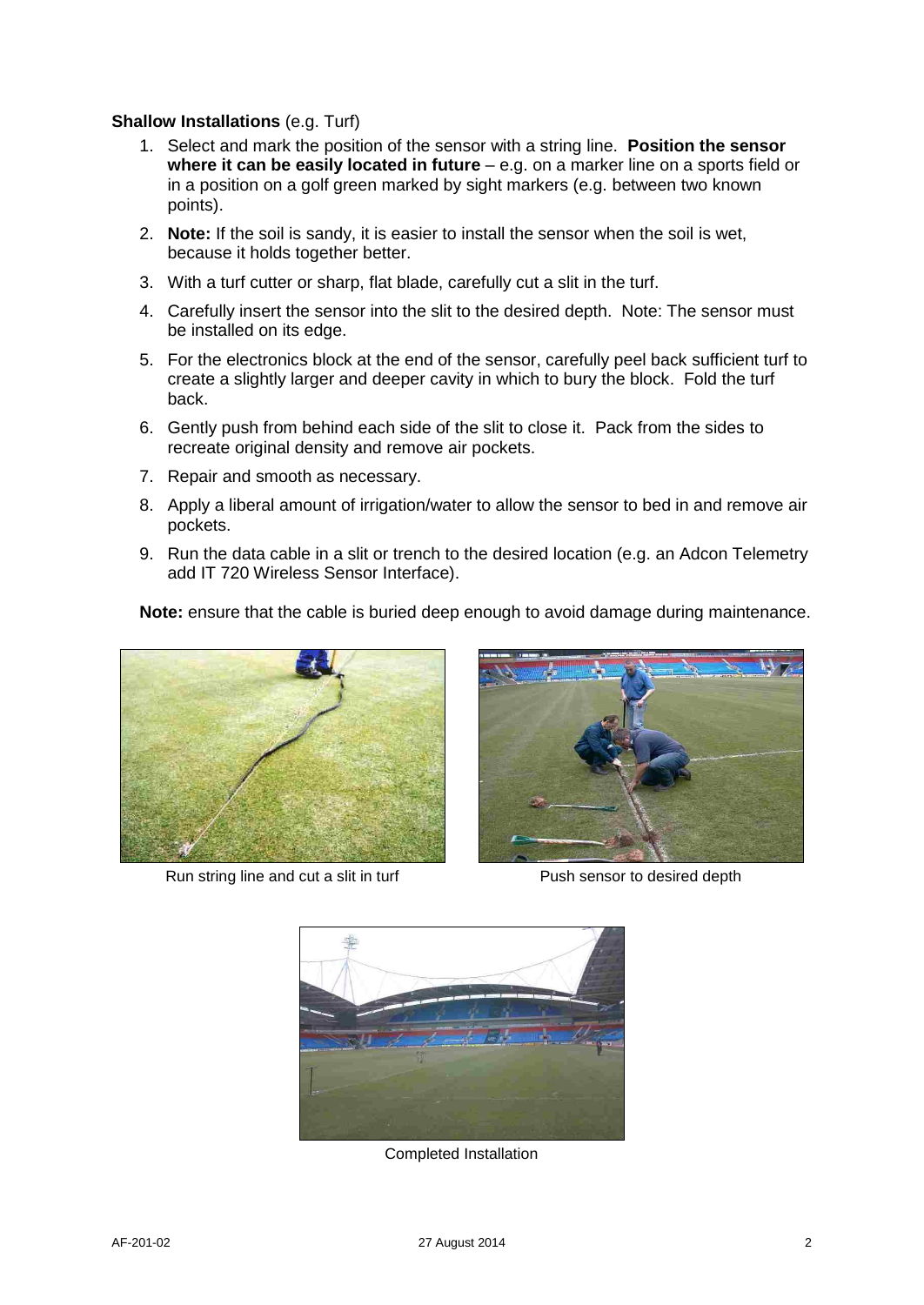**Shallow Installations** (e.g. Turf)

1. Select and mark the position of the sensor with a string line. **Position the sensor where it can be easily located in future** – e.g. on a marker line on a sports field or in a position on a golf green marked by sight markers (e.g. between two known points).
2. **Note:** If the soil is sandy, it is easier to install the sensor when the soil is wet, because it holds together better.
3. With a turf cutter or sharp, flat blade, carefully cut a slit in the turf.
4. Carefully insert the sensor into the slit to the desired depth. Note: The sensor must be installed on its edge.
5. For the electronics block at the end of the sensor, carefully peel back sufficient turf to create a slightly larger and deeper cavity in which to bury the block. Fold the turf back.
6. Gently push from behind each side of the slit to close it. Pack from the sides to recreate original density and remove air pockets.
7. Repair and smooth as necessary.
8. Apply a liberal amount of irrigation/water to allow the sensor to bed in and remove air pockets.
9. Run the data cable in a slit or trench to the desired location (e.g. an Adcon Telemetry add IT 720 Wireless Sensor Interface).

**Note:** ensure that the cable is buried deep enough to avoid damage during maintenance.

Run string line and cut a slit in turf

Push sensor to desired depth

Completed Installation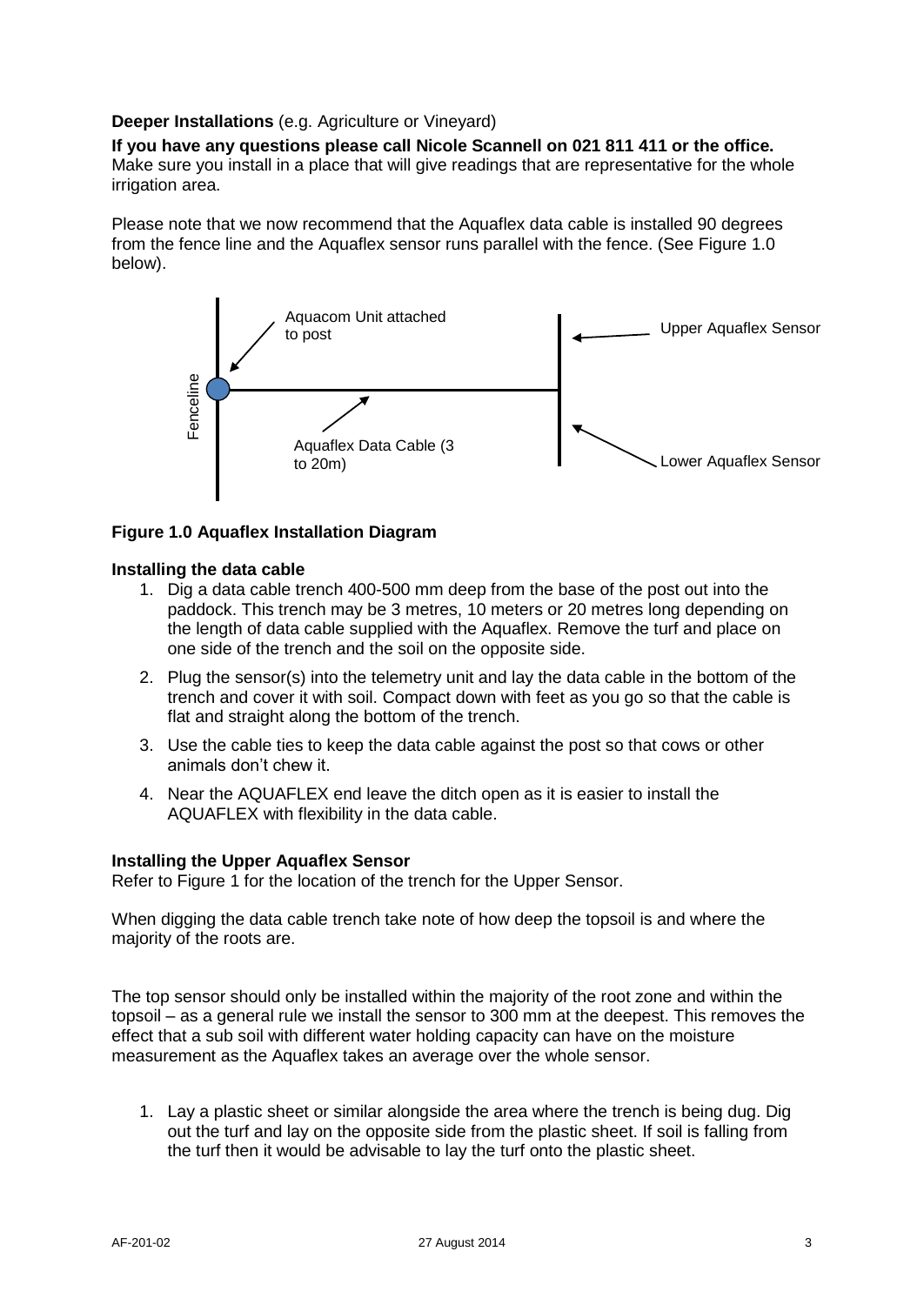**Deeper Installations** (e.g. Agriculture or Vineyard)

**If you have any questions please call Nicole Scannell on 021 811 411 or the office.**
Make sure you install in a place that will give readings that are representative for the whole irrigation area.

Please note that we now recommend that the Aquaflex data cable is installed 90 degrees from the fence line and the Aquaflex sensor runs parallel with the fence. (See Figure 1.0 below).

Fenceline

Aquacom Unit attached to post

Aquaflex Data Cable (3 to 20m)

Upper Aquaflex Sensor

Lower Aquaflex Sensor

**Figure 1.0 Aquaflex Installation Diagram**

**Installing the data cable**

1. Dig a data cable trench 400-500 mm deep from the base of the post out into the paddock. This trench may be 3 metres, 10 meters or 20 metres long depending on the length of data cable supplied with the Aquaflex. Remove the turf and place on one side of the trench and the soil on the opposite side.
2. Plug the sensor(s) into the telemetry unit and lay the data cable in the bottom of the trench and cover it with soil. Compact down with feet as you go so that the cable is flat and straight along the bottom of the trench.
3. Use the cable ties to keep the data cable against the post so that cows or other animals don't chew it.
4. Near the AQUAFLEX end leave the ditch open as it is easier to install the AQUAFLEX with flexibility in the data cable.

**Installing the Upper Aquaflex Sensor**

Refer to Figure 1 for the location of the trench for the Upper Sensor.

When digging the data cable trench take note of how deep the topsoil is and where the majority of the roots are.

The top sensor should only be installed within the majority of the root zone and within the topsoil – as a general rule we install the sensor to 300 mm at the deepest. This removes the effect that a sub soil with different water holding capacity can have on the moisture measurement as the Aquaflex takes an average over the whole sensor.

1. Lay a plastic sheet or similar alongside the area where the trench is being dug. Dig out the turf and lay on the opposite side from the plastic sheet. If soil is falling from the turf then it would be advisable to lay the turf onto the plastic sheet.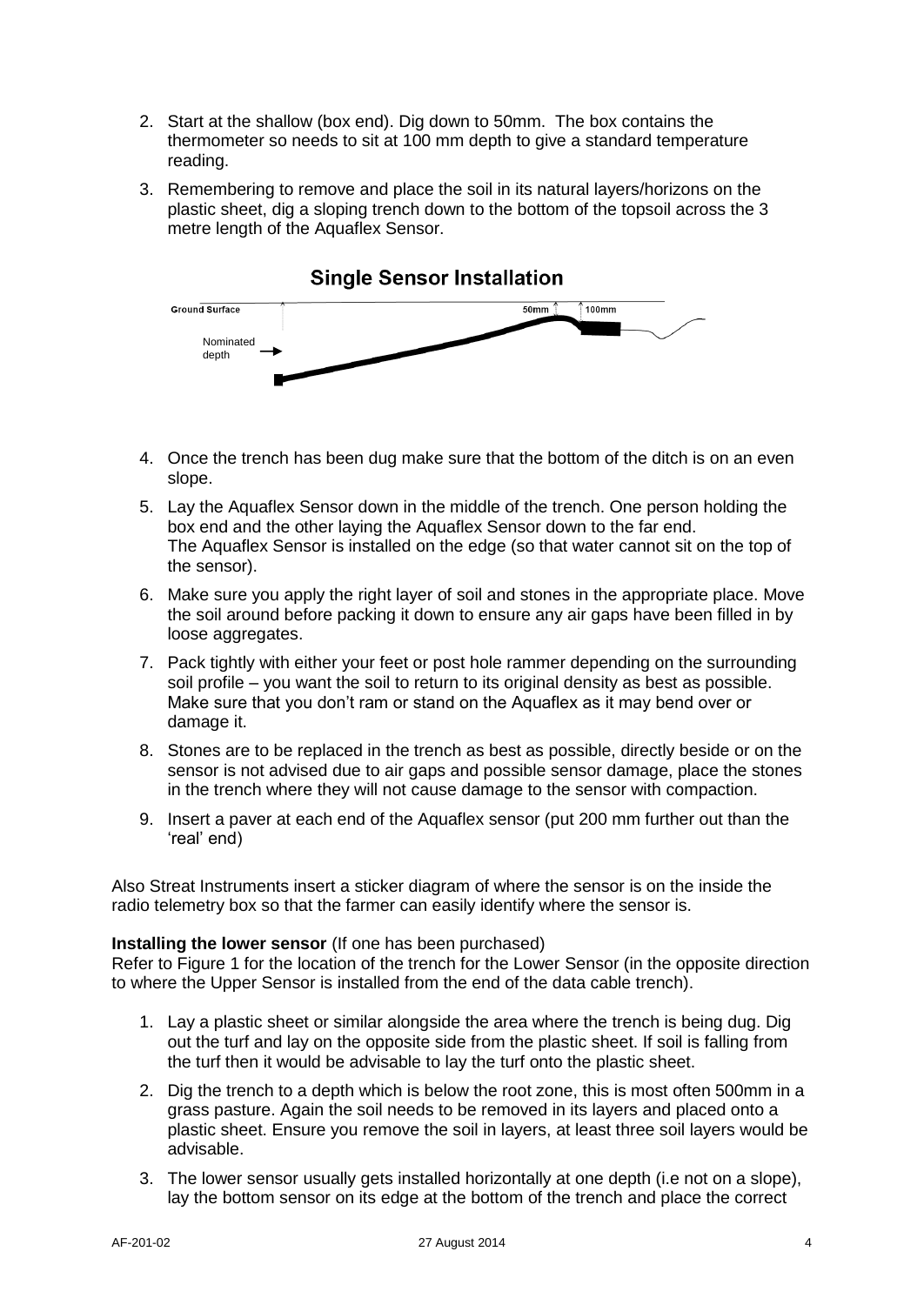2. Start at the shallow (box end). Dig down to 50mm. The box contains the thermometer so needs to sit at 100 mm depth to give a standard temperature reading.
3. Remembering to remove and place the soil in its natural layers/horizons on the plastic sheet, dig a sloping trench down to the bottom of the topsoil across the 3 metre length of the Aquaflex Sensor.

**Single Sensor Installation**

Ground Surface — 50mm — 100mm — Nominated depth

4. Once the trench has been dug make sure that the bottom of the ditch is on an even slope.
5. Lay the Aquaflex Sensor down in the middle of the trench. One person holding the box end and the other laying the Aquaflex Sensor down to the far end.
   The Aquaflex Sensor is installed on the edge (so that water cannot sit on the top of the sensor).
6. Make sure you apply the right layer of soil and stones in the appropriate place. Move the soil around before packing it down to ensure any air gaps have been filled in by loose aggregates.
7. Pack tightly with either your feet or post hole rammer depending on the surrounding soil profile – you want the soil to return to its original density as best as possible. Make sure that you don't ram or stand on the Aquaflex as it may bend over or damage it.
8. Stones are to be replaced in the trench as best as possible, directly beside or on the sensor is not advised due to air gaps and possible sensor damage, place the stones in the trench where they will not cause damage to the sensor with compaction.
9. Insert a paver at each end of the Aquaflex sensor (put 200 mm further out than the 'real' end)

Also Streat Instruments insert a sticker diagram of where the sensor is on the inside the radio telemetry box so that the farmer can easily identify where the sensor is.

**Installing the lower sensor** (If one has been purchased)
Refer to Figure 1 for the location of the trench for the Lower Sensor (in the opposite direction to where the Upper Sensor is installed from the end of the data cable trench).

1. Lay a plastic sheet or similar alongside the area where the trench is being dug. Dig out the turf and lay on the opposite side from the plastic sheet. If soil is falling from the turf then it would be advisable to lay the turf onto the plastic sheet.
2. Dig the trench to a depth which is below the root zone, this is most often 500mm in a grass pasture. Again the soil needs to be removed in its layers and placed onto a plastic sheet. Ensure you remove the soil in layers, at least three soil layers would be advisable.
3. The lower sensor usually gets installed horizontally at one depth (i.e not on a slope), lay the bottom sensor on its edge at the bottom of the trench and place the correct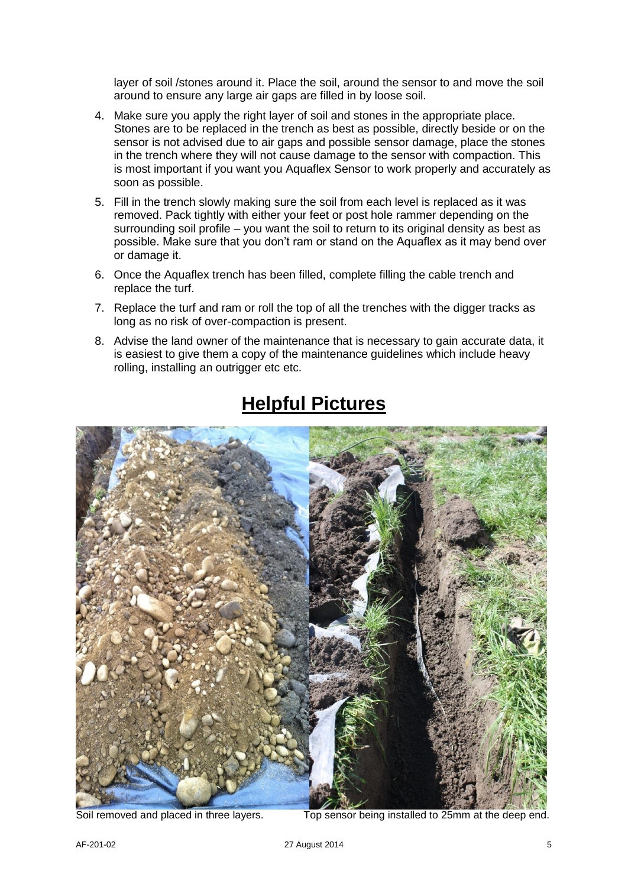layer of soil /stones around it. Place the soil, around the sensor to and move the soil around to ensure any large air gaps are filled in by loose soil.

4. Make sure you apply the right layer of soil and stones in the appropriate place. Stones are to be replaced in the trench as best as possible, directly beside or on the sensor is not advised due to air gaps and possible sensor damage, place the stones in the trench where they will not cause damage to the sensor with compaction. This is most important if you want you Aquaflex Sensor to work properly and accurately as soon as possible.
5. Fill in the trench slowly making sure the soil from each level is replaced as it was removed. Pack tightly with either your feet or post hole rammer depending on the surrounding soil profile – you want the soil to return to its original density as best as possible. Make sure that you don't ram or stand on the Aquaflex as it may bend over or damage it.
6. Once the Aquaflex trench has been filled, complete filling the cable trench and replace the turf.
7. Replace the turf and ram or roll the top of all the trenches with the digger tracks as long as no risk of over-compaction is present.
8. Advise the land owner of the maintenance that is necessary to gain accurate data, it is easiest to give them a copy of the maintenance guidelines which include heavy rolling, installing an outrigger etc etc.

## Helpful Pictures

Soil removed and placed in three layers.

Top sensor being installed to 25mm at the deep end.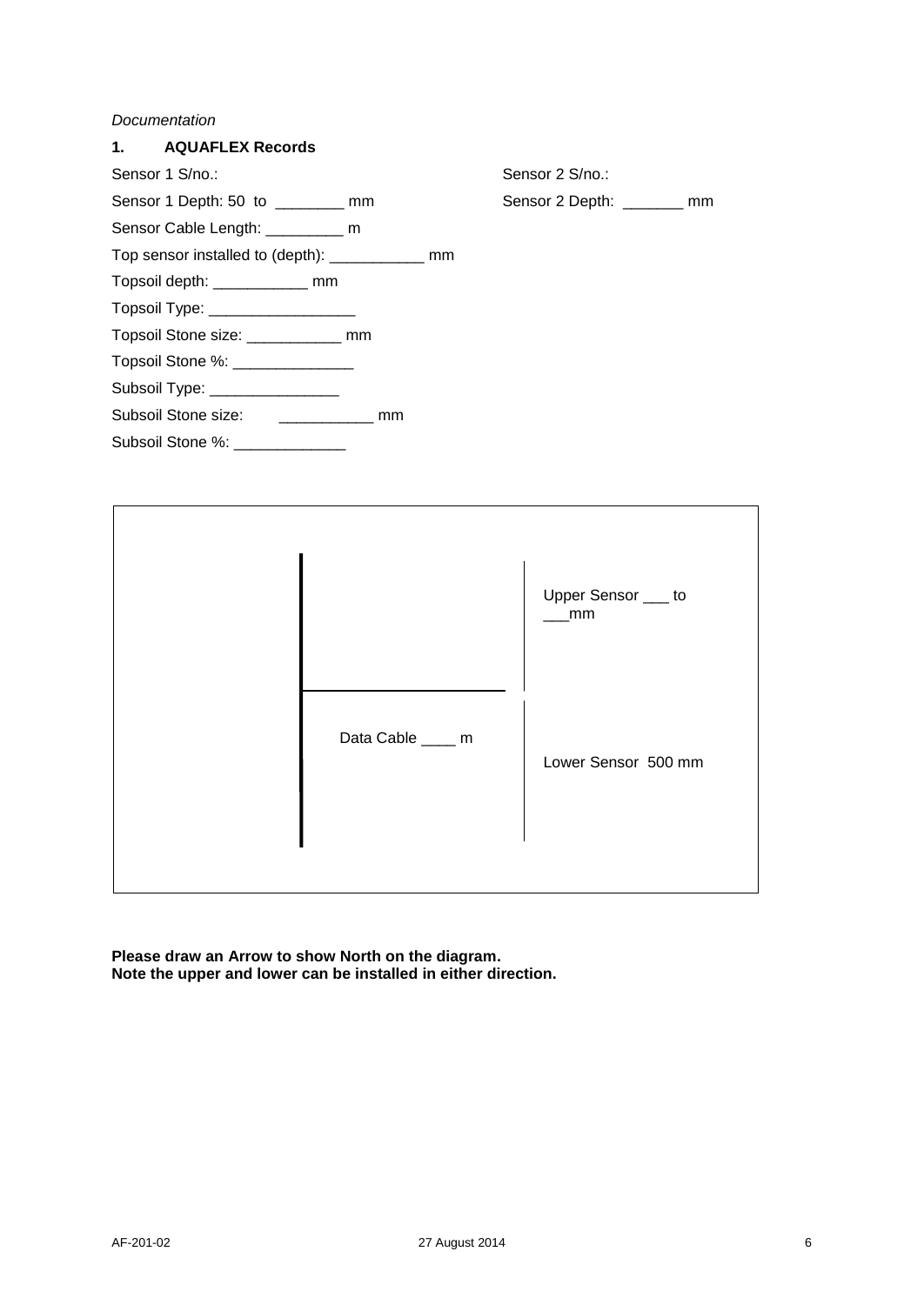*Documentation*

## 1. AQUAFLEX Records

Sensor 1 S/no.:

Sensor 2 S/no.:

Sensor 1 Depth: 50 to ________ mm

Sensor 2 Depth: _______ mm

Sensor Cable Length: _________ m

Top sensor installed to (depth): ___________ mm

Topsoil depth: ___________ mm

Topsoil Type: _________________

Topsoil Stone size: ___________ mm

Topsoil Stone %: ______________

Subsoil Type: _______________

Subsoil Stone size: ___________ mm

Subsoil Stone %: _____________

Upper Sensor ___ to ___mm

Data Cable ____ m

Lower Sensor 500 mm

**Please draw an Arrow to show North on the diagram.**
**Note the upper and lower can be installed in either direction.**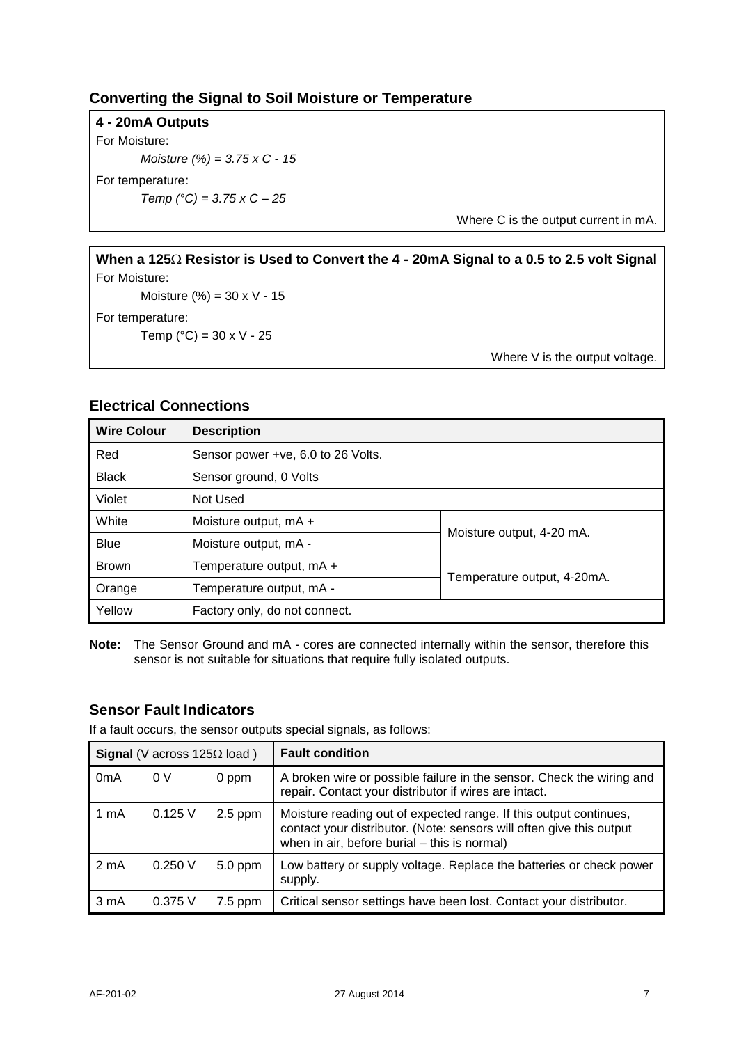## Converting the Signal to Soil Moisture or Temperature

**4 - 20mA Outputs**

For Moisture:

*Moisture (%) = 3.75 x C - 15*

For temperature:

*Temp (°C) = 3.75 x C – 25*

Where C is the output current in mA.

**When a 125Ω Resistor is Used to Convert the 4 - 20mA Signal to a 0.5 to 2.5 volt Signal**

For Moisture:

Moisture (%) = 30 x V - 15

For temperature:

Temp (°C) = 30 x V - 25

Where V is the output voltage.

## Electrical Connections

| Wire Colour | Description | |
|---|---|---|
| Red | Sensor power +ve, 6.0 to 26 Volts. | |
| Black | Sensor ground, 0 Volts | |
| Violet | Not Used | |
| White | Moisture output, mA + | Moisture output, 4-20 mA. |
| Blue | Moisture output, mA - | |
| Brown | Temperature output, mA + | Temperature output, 4-20mA. |
| Orange | Temperature output, mA - | |
| Yellow | Factory only, do not connect. | |

**Note:** The Sensor Ground and mA - cores are connected internally within the sensor, therefore this sensor is not suitable for situations that require fully isolated outputs.

## Sensor Fault Indicators

If a fault occurs, the sensor outputs special signals, as follows:

| **Signal** (V across 125Ω load ) | | | **Fault condition** |
|---|---|---|---|
| 0mA | 0 V | 0 ppm | A broken wire or possible failure in the sensor. Check the wiring and repair. Contact your distributor if wires are intact. |
| 1 mA | 0.125 V | 2.5 ppm | Moisture reading out of expected range. If this output continues, contact your distributor. (Note: sensors will often give this output when in air, before burial – this is normal) |
| 2 mA | 0.250 V | 5.0 ppm | Low battery or supply voltage. Replace the batteries or check power supply. |
| 3 mA | 0.375 V | 7.5 ppm | Critical sensor settings have been lost. Contact your distributor. |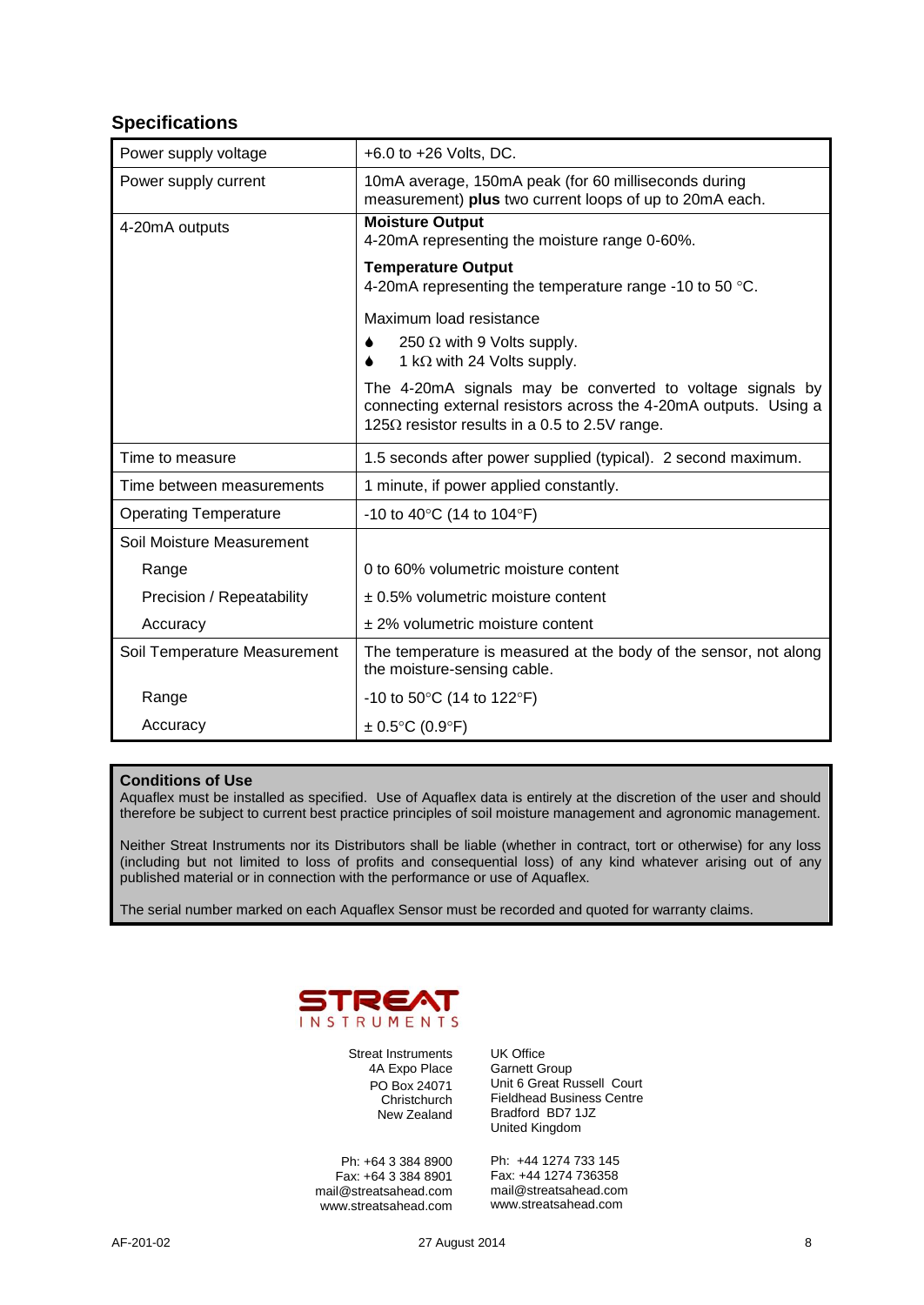## Specifications

| | |
|---|---|
| Power supply voltage | +6.0 to +26 Volts, DC. |
| Power supply current | 10mA average, 150mA peak (for 60 milliseconds during measurement) **plus** two current loops of up to 20mA each. |
| 4-20mA outputs | **Moisture Output**<br>4-20mA representing the moisture range 0-60%.<br><br>**Temperature Output**<br>4-20mA representing the temperature range -10 to 50 °C.<br><br>Maximum load resistance<br>• 250 Ω with 9 Volts supply.<br>• 1 kΩ with 24 Volts supply.<br><br>The 4-20mA signals may be converted to voltage signals by connecting external resistors across the 4-20mA outputs. Using a 125Ω resistor results in a 0.5 to 2.5V range. |
| Time to measure | 1.5 seconds after power supplied (typical). 2 second maximum. |
| Time between measurements | 1 minute, if power applied constantly. |
| Operating Temperature | -10 to 40°C (14 to 104°F) |
| Soil Moisture Measurement | |
| Range | 0 to 60% volumetric moisture content |
| Precision / Repeatability | ± 0.5% volumetric moisture content |
| Accuracy | ± 2% volumetric moisture content |
| Soil Temperature Measurement | The temperature is measured at the body of the sensor, not along the moisture-sensing cable. |
| Range | -10 to 50°C (14 to 122°F) |
| Accuracy | ± 0.5°C (0.9°F) |

**Conditions of Use**

Aquaflex must be installed as specified. Use of Aquaflex data is entirely at the discretion of the user and should therefore be subject to current best practice principles of soil moisture management and agronomic management.

Neither Streat Instruments nor its Distributors shall be liable (whether in contract, tort or otherwise) for any loss (including but not limited to loss of profits and consequential loss) of any kind whatever arising out of any published material or in connection with the performance or use of Aquaflex.

The serial number marked on each Aquaflex Sensor must be recorded and quoted for warranty claims.

STREAT INSTRUMENTS

Streat Instruments
4A Expo Place
PO Box 24071
Christchurch
New Zealand

Ph: +64 3 384 8900
Fax: +64 3 384 8901
mail@streatsahead.com
www.streatsahead.com

UK Office
Garnett Group
Unit 6 Great Russell Court
Fieldhead Business Centre
Bradford BD7 1JZ
United Kingdom

Ph: +44 1274 733 145
Fax: +44 1274 736358
mail@streatsahead.com
www.streatsahead.com

AF-201-02 27 August 2014